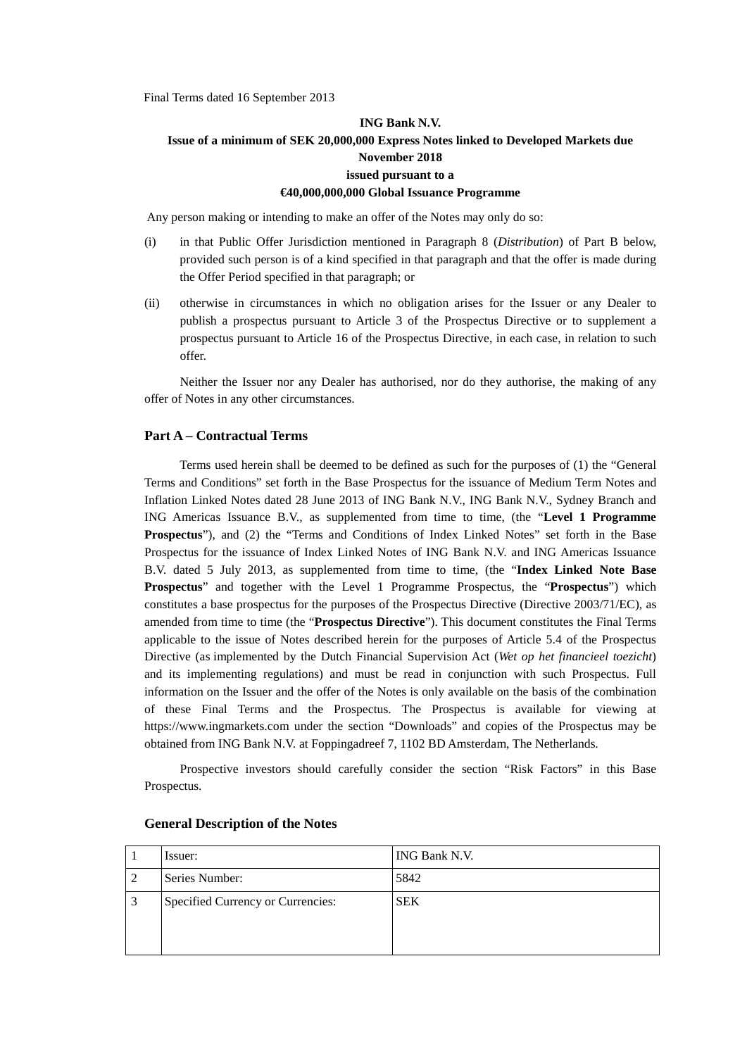Final Terms dated 16 September 2013

**ING Bank N.V.**

**Issue of a minimum of SEK 20,000,000 Express Notes linked to Developed Markets due November 2018**

**issued pursuant to a**

**€40,000,000,000 Global Issuance Programme**

Any person making or intending to make an offer of the Notes may only do so:

(i) in that Public Offer Jurisdiction mentioned in Paragraph 8 (*Distribution*) of Part B below, provided such person is of a kind specified in that paragraph and that the offer is made during the Offer Period specified in that paragraph; or

(ii) otherwise in circumstances in which no obligation arises for the Issuer or any Dealer to publish a prospectus pursuant to Article 3 of the Prospectus Directive or to supplement a prospectus pursuant to Article 16 of the Prospectus Directive, in each case, in relation to such offer.

Neither the Issuer nor any Dealer has authorised, nor do they authorise, the making of any offer of Notes in any other circumstances.

## Part A – Contractual Terms

Terms used herein shall be deemed to be defined as such for the purposes of (1) the "General Terms and Conditions" set forth in the Base Prospectus for the issuance of Medium Term Notes and Inflation Linked Notes dated 28 June 2013 of ING Bank N.V., ING Bank N.V., Sydney Branch and ING Americas Issuance B.V., as supplemented from time to time, (the "**Level 1 Programme Prospectus**"), and (2) the "Terms and Conditions of Index Linked Notes" set forth in the Base Prospectus for the issuance of Index Linked Notes of ING Bank N.V. and ING Americas Issuance B.V. dated 5 July 2013, as supplemented from time to time, (the "**Index Linked Note Base Prospectus**" and together with the Level 1 Programme Prospectus, the "**Prospectus**") which constitutes a base prospectus for the purposes of the Prospectus Directive (Directive 2003/71/EC), as amended from time to time (the "**Prospectus Directive**"). This document constitutes the Final Terms applicable to the issue of Notes described herein for the purposes of Article 5.4 of the Prospectus Directive (as implemented by the Dutch Financial Supervision Act (*Wet op het financieel toezicht*) and its implementing regulations) and must be read in conjunction with such Prospectus. Full information on the Issuer and the offer of the Notes is only available on the basis of the combination of these Final Terms and the Prospectus. The Prospectus is available for viewing at https://www.ingmarkets.com under the section "Downloads" and copies of the Prospectus may be obtained from ING Bank N.V. at Foppingadreef 7, 1102 BD Amsterdam, The Netherlands.

Prospective investors should carefully consider the section "Risk Factors" in this Base Prospectus.

### General Description of the Notes

| | | |
|---|---|---|
| 1 | Issuer: | ING Bank N.V. |
| 2 | Series Number: | 5842 |
| 3 | Specified Currency or Currencies: | SEK |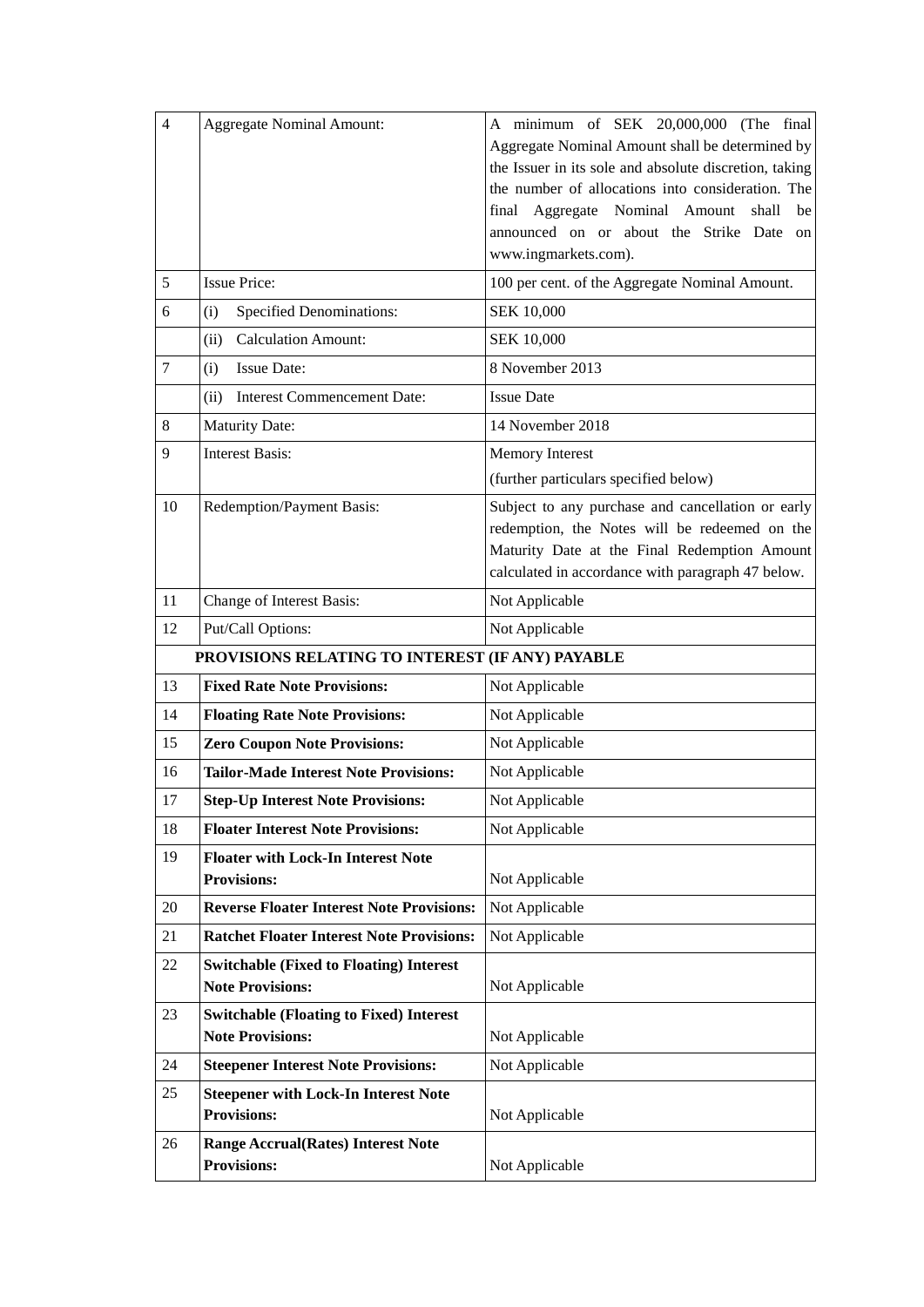| | | |
|---|---|---|
| 4 | Aggregate Nominal Amount: | A minimum of SEK 20,000,000 (The final Aggregate Nominal Amount shall be determined by the Issuer in its sole and absolute discretion, taking the number of allocations into consideration. The final Aggregate Nominal Amount shall be announced on or about the Strike Date on www.ingmarkets.com). |
| 5 | Issue Price: | 100 per cent. of the Aggregate Nominal Amount. |
| 6 | (i) Specified Denominations: | SEK 10,000 |
| | (ii) Calculation Amount: | SEK 10,000 |
| 7 | (i) Issue Date: | 8 November 2013 |
| | (ii) Interest Commencement Date: | Issue Date |
| 8 | Maturity Date: | 14 November 2018 |
| 9 | Interest Basis: | Memory Interest<br>(further particulars specified below) |
| 10 | Redemption/Payment Basis: | Subject to any purchase and cancellation or early redemption, the Notes will be redeemed on the Maturity Date at the Final Redemption Amount calculated in accordance with paragraph 47 below. |
| 11 | Change of Interest Basis: | Not Applicable |
| 12 | Put/Call Options: | Not Applicable |
| | **PROVISIONS RELATING TO INTEREST (IF ANY) PAYABLE** | |
| 13 | **Fixed Rate Note Provisions:** | Not Applicable |
| 14 | **Floating Rate Note Provisions:** | Not Applicable |
| 15 | **Zero Coupon Note Provisions:** | Not Applicable |
| 16 | **Tailor-Made Interest Note Provisions:** | Not Applicable |
| 17 | **Step-Up Interest Note Provisions:** | Not Applicable |
| 18 | **Floater Interest Note Provisions:** | Not Applicable |
| 19 | **Floater with Lock-In Interest Note Provisions:** | Not Applicable |
| 20 | **Reverse Floater Interest Note Provisions:** | Not Applicable |
| 21 | **Ratchet Floater Interest Note Provisions:** | Not Applicable |
| 22 | **Switchable (Fixed to Floating) Interest Note Provisions:** | Not Applicable |
| 23 | **Switchable (Floating to Fixed) Interest Note Provisions:** | Not Applicable |
| 24 | **Steepener Interest Note Provisions:** | Not Applicable |
| 25 | **Steepener with Lock-In Interest Note Provisions:** | Not Applicable |
| 26 | **Range Accrual(Rates) Interest Note Provisions:** | Not Applicable |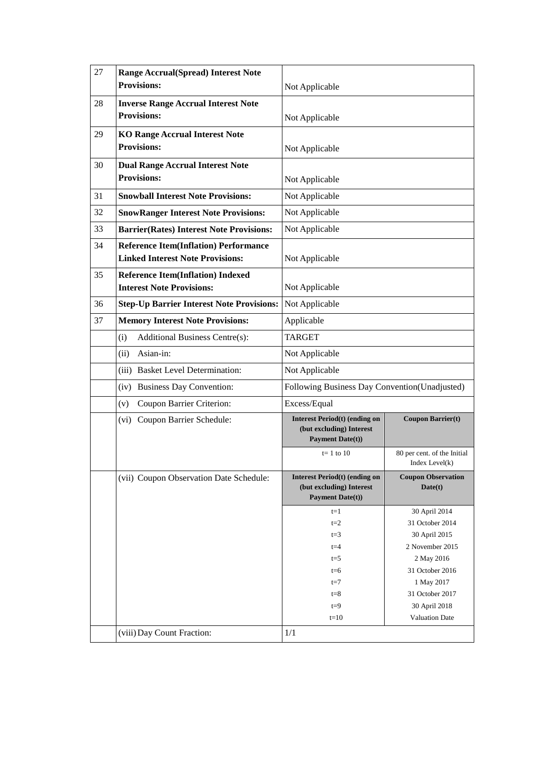| | | |
|---|---|---|
| 27 | **Range Accrual(Spread) Interest Note Provisions:** | Not Applicable |
| 28 | **Inverse Range Accrual Interest Note Provisions:** | Not Applicable |
| 29 | **KO Range Accrual Interest Note Provisions:** | Not Applicable |
| 30 | **Dual Range Accrual Interest Note Provisions:** | Not Applicable |
| 31 | **Snowball Interest Note Provisions:** | Not Applicable |
| 32 | **SnowRanger Interest Note Provisions:** | Not Applicable |
| 33 | **Barrier(Rates) Interest Note Provisions:** | Not Applicable |
| 34 | **Reference Item(Inflation) Performance Linked Interest Note Provisions:** | Not Applicable |
| 35 | **Reference Item(Inflation) Indexed Interest Note Provisions:** | Not Applicable |
| 36 | **Step-Up Barrier Interest Note Provisions:** | Not Applicable |
| 37 | **Memory Interest Note Provisions:** | Applicable |
| | (i) Additional Business Centre(s): | TARGET |
| | (ii) Asian-in: | Not Applicable |
| | (iii) Basket Level Determination: | Not Applicable |
| | (iv) Business Day Convention: | Following Business Day Convention(Unadjusted) |
| | (v) Coupon Barrier Criterion: | Excess/Equal |
| | (vi) Coupon Barrier Schedule: | see table below |
| | (vii) Coupon Observation Date Schedule: | see table below |
| | (viii) Day Count Fraction: | 1/1 |

Coupon Barrier Schedule:

| **Interest Period(t) (ending on (but excluding) Interest Payment Date(t))** | **Coupon Barrier(t)** |
|---|---|
| t= 1 to 10 | 80 per cent. of the Initial Index Level(k) |

Coupon Observation Date Schedule:

| **Interest Period(t) (ending on (but excluding) Interest Payment Date(t))** | **Coupon Observation Date(t)** |
|---|---|
| t=1 | 30 April 2014 |
| t=2 | 31 October 2014 |
| t=3 | 30 April 2015 |
| t=4 | 2 November 2015 |
| t=5 | 2 May 2016 |
| t=6 | 31 October 2016 |
| t=7 | 1 May 2017 |
| t=8 | 31 October 2017 |
| t=9 | 30 April 2018 |
| t=10 | Valuation Date |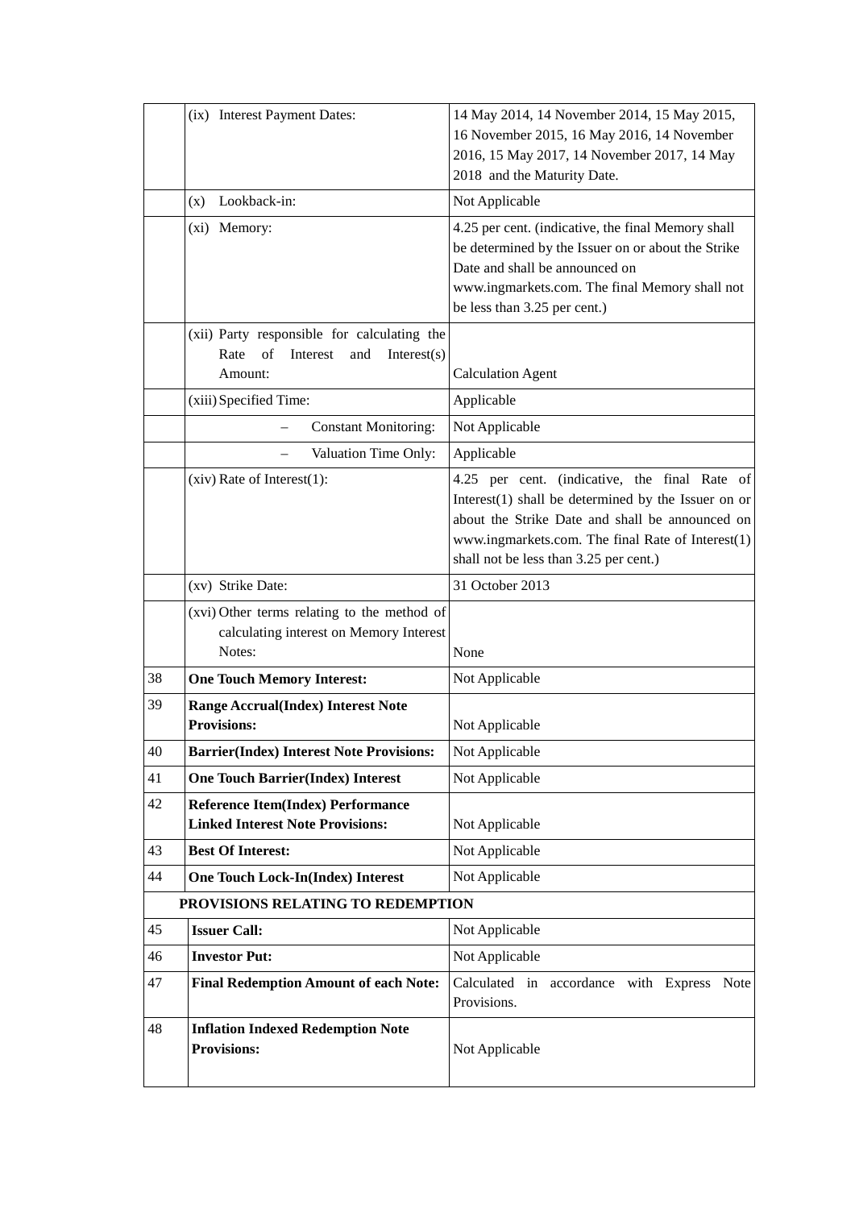| | | |
|---|---|---|
| | (ix) Interest Payment Dates: | 14 May 2014, 14 November 2014, 15 May 2015, 16 November 2015, 16 May 2016, 14 November 2016, 15 May 2017, 14 November 2017, 14 May 2018 and the Maturity Date. |
| | (x) Lookback-in: | Not Applicable |
| | (xi) Memory: | 4.25 per cent. (indicative, the final Memory shall be determined by the Issuer on or about the Strike Date and shall be announced on www.ingmarkets.com. The final Memory shall not be less than 3.25 per cent.) |
| | (xii) Party responsible for calculating the Rate of Interest and Interest(s) Amount: | Calculation Agent |
| | (xiii) Specified Time: | Applicable |
| | – Constant Monitoring: | Not Applicable |
| | – Valuation Time Only: | Applicable |
| | (xiv) Rate of Interest(1): | 4.25 per cent. (indicative, the final Rate of Interest(1) shall be determined by the Issuer on or about the Strike Date and shall be announced on www.ingmarkets.com. The final Rate of Interest(1) shall not be less than 3.25 per cent.) |
| | (xv) Strike Date: | 31 October 2013 |
| | (xvi) Other terms relating to the method of calculating interest on Memory Interest Notes: | None |
| 38 | **One Touch Memory Interest:** | Not Applicable |
| 39 | **Range Accrual(Index) Interest Note Provisions:** | Not Applicable |
| 40 | **Barrier(Index) Interest Note Provisions:** | Not Applicable |
| 41 | **One Touch Barrier(Index) Interest** | Not Applicable |
| 42 | **Reference Item(Index) Performance Linked Interest Note Provisions:** | Not Applicable |
| 43 | **Best Of Interest:** | Not Applicable |
| 44 | **One Touch Lock-In(Index) Interest** | Not Applicable |
| | **PROVISIONS RELATING TO REDEMPTION** | |
| 45 | **Issuer Call:** | Not Applicable |
| 46 | **Investor Put:** | Not Applicable |
| 47 | **Final Redemption Amount of each Note:** | Calculated in accordance with Express Note Provisions. |
| 48 | **Inflation Indexed Redemption Note Provisions:** | Not Applicable |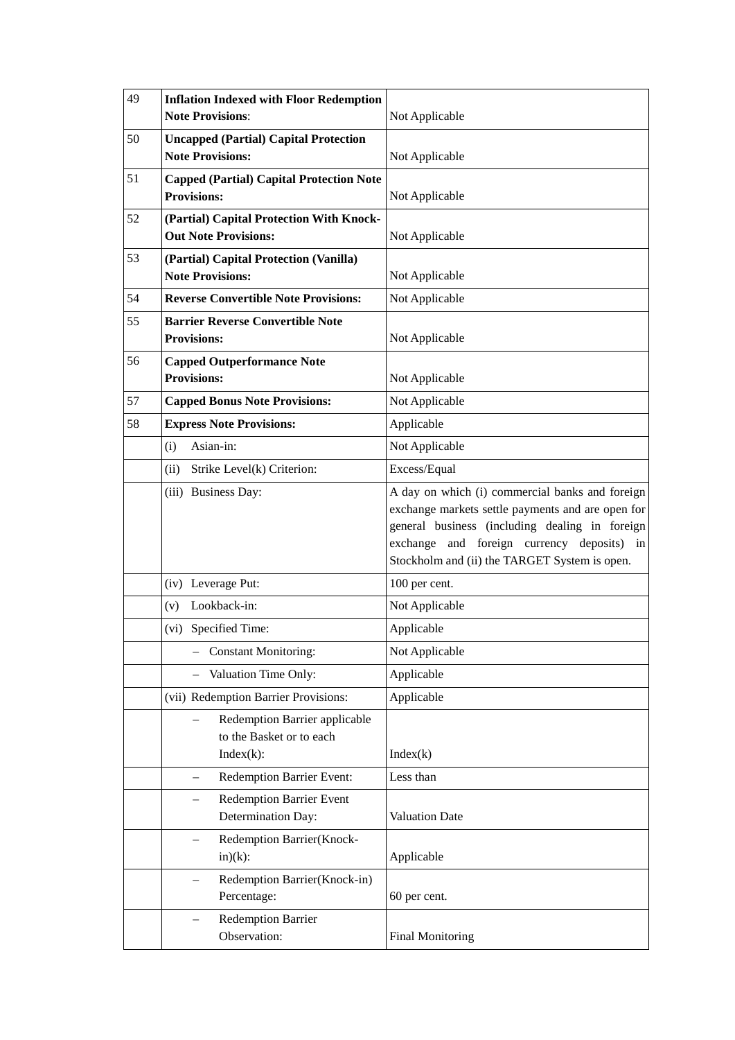| | | |
|---|---|---|
| 49 | **Inflation Indexed with Floor Redemption Note Provisions**: | Not Applicable |
| 50 | **Uncapped (Partial) Capital Protection Note Provisions:** | Not Applicable |
| 51 | **Capped (Partial) Capital Protection Note Provisions:** | Not Applicable |
| 52 | **(Partial) Capital Protection With Knock-Out Note Provisions:** | Not Applicable |
| 53 | **(Partial) Capital Protection (Vanilla) Note Provisions:** | Not Applicable |
| 54 | **Reverse Convertible Note Provisions:** | Not Applicable |
| 55 | **Barrier Reverse Convertible Note Provisions:** | Not Applicable |
| 56 | **Capped Outperformance Note Provisions:** | Not Applicable |
| 57 | **Capped Bonus Note Provisions:** | Not Applicable |
| 58 | **Express Note Provisions:** | Applicable |
| | (i) Asian-in: | Not Applicable |
| | (ii) Strike Level(k) Criterion: | Excess/Equal |
| | (iii) Business Day: | A day on which (i) commercial banks and foreign exchange markets settle payments and are open for general business (including dealing in foreign exchange and foreign currency deposits) in Stockholm and (ii) the TARGET System is open. |
| | (iv) Leverage Put: | 100 per cent. |
| | (v) Lookback-in: | Not Applicable |
| | (vi) Specified Time: | Applicable |
| | – Constant Monitoring: | Not Applicable |
| | – Valuation Time Only: | Applicable |
| | (vii) Redemption Barrier Provisions: | Applicable |
| | – Redemption Barrier applicable to the Basket or to each Index(k): | Index(k) |
| | – Redemption Barrier Event: | Less than |
| | – Redemption Barrier Event Determination Day: | Valuation Date |
| | – Redemption Barrier(Knock-in)(k): | Applicable |
| | – Redemption Barrier(Knock-in) Percentage: | 60 per cent. |
| | – Redemption Barrier Observation: | Final Monitoring |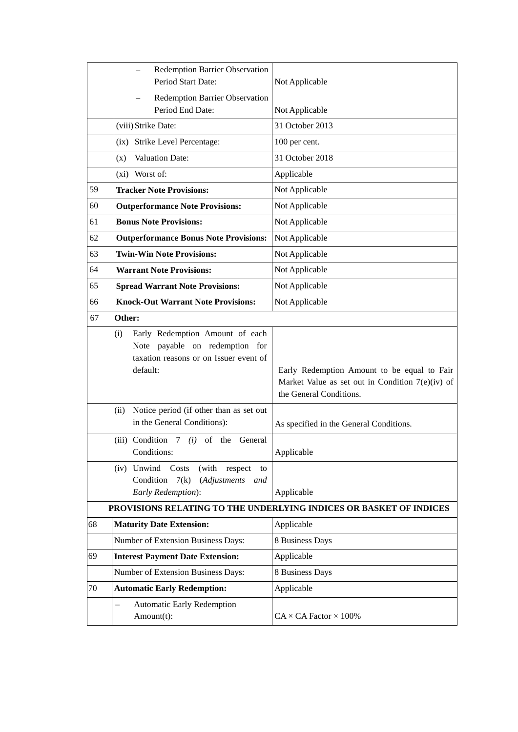| | | |
|---|---|---|
| | – Redemption Barrier Observation Period Start Date: | Not Applicable |
| | – Redemption Barrier Observation Period End Date: | Not Applicable |
| | (viii) Strike Date: | 31 October 2013 |
| | (ix) Strike Level Percentage: | 100 per cent. |
| | (x) Valuation Date: | 31 October 2018 |
| | (xi) Worst of: | Applicable |
| 59 | **Tracker Note Provisions:** | Not Applicable |
| 60 | **Outperformance Note Provisions:** | Not Applicable |
| 61 | **Bonus Note Provisions:** | Not Applicable |
| 62 | **Outperformance Bonus Note Provisions:** | Not Applicable |
| 63 | **Twin-Win Note Provisions:** | Not Applicable |
| 64 | **Warrant Note Provisions:** | Not Applicable |
| 65 | **Spread Warrant Note Provisions:** | Not Applicable |
| 66 | **Knock-Out Warrant Note Provisions:** | Not Applicable |
| 67 | **Other:** | |
| | (i) Early Redemption Amount of each Note payable on redemption for taxation reasons or on Issuer event of default: | Early Redemption Amount to be equal to Fair Market Value as set out in Condition 7(e)(iv) of the General Conditions. |
| | (ii) Notice period (if other than as set out in the General Conditions): | As specified in the General Conditions. |
| | (iii) Condition 7 *(i)* of the General Conditions: | Applicable |
| | (iv) Unwind Costs (with respect to Condition 7(k) (*Adjustments and Early Redemption*): | Applicable |
| | **PROVISIONS RELATING TO THE UNDERLYING INDICES OR BASKET OF INDICES** | |
| 68 | **Maturity Date Extension:** | Applicable |
| | Number of Extension Business Days: | 8 Business Days |
| 69 | **Interest Payment Date Extension:** | Applicable |
| | Number of Extension Business Days: | 8 Business Days |
| 70 | **Automatic Early Redemption:** | Applicable |
| | – Automatic Early Redemption Amount(t): | CA × CA Factor × 100% |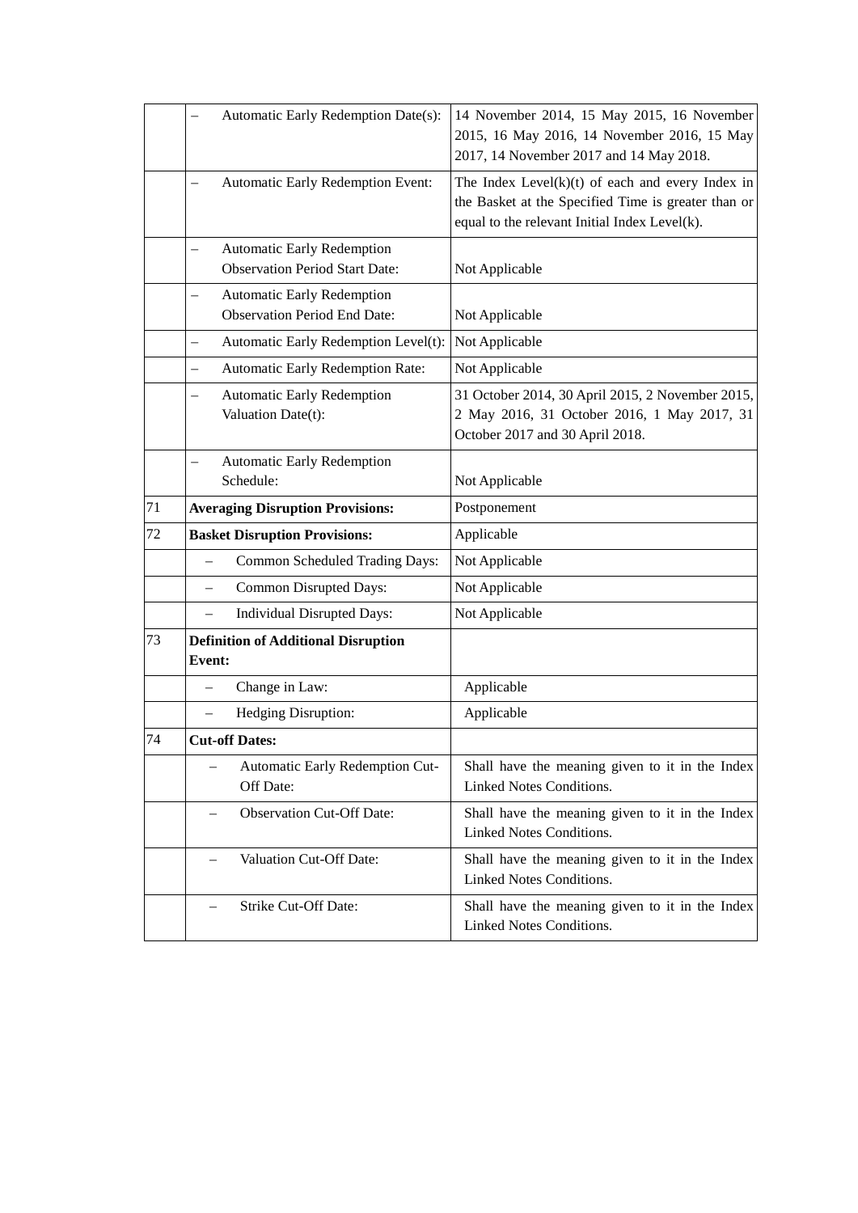| | | |
|---|---|---|
| | – Automatic Early Redemption Date(s): | 14 November 2014, 15 May 2015, 16 November 2015, 16 May 2016, 14 November 2016, 15 May 2017, 14 November 2017 and 14 May 2018. |
| | – Automatic Early Redemption Event: | The Index Level(k)(t) of each and every Index in the Basket at the Specified Time is greater than or equal to the relevant Initial Index Level(k). |
| | – Automatic Early Redemption Observation Period Start Date: | Not Applicable |
| | – Automatic Early Redemption Observation Period End Date: | Not Applicable |
| | – Automatic Early Redemption Level(t): | Not Applicable |
| | – Automatic Early Redemption Rate: | Not Applicable |
| | – Automatic Early Redemption Valuation Date(t): | 31 October 2014, 30 April 2015, 2 November 2015, 2 May 2016, 31 October 2016, 1 May 2017, 31 October 2017 and 30 April 2018. |
| | – Automatic Early Redemption Schedule: | Not Applicable |
| 71 | **Averaging Disruption Provisions:** | Postponement |
| 72 | **Basket Disruption Provisions:** | Applicable |
| | – Common Scheduled Trading Days: | Not Applicable |
| | – Common Disrupted Days: | Not Applicable |
| | – Individual Disrupted Days: | Not Applicable |
| 73 | **Definition of Additional Disruption Event:** | |
| | – Change in Law: | Applicable |
| | – Hedging Disruption: | Applicable |
| 74 | **Cut-off Dates:** | |
| | – Automatic Early Redemption Cut-Off Date: | Shall have the meaning given to it in the Index Linked Notes Conditions. |
| | – Observation Cut-Off Date: | Shall have the meaning given to it in the Index Linked Notes Conditions. |
| | – Valuation Cut-Off Date: | Shall have the meaning given to it in the Index Linked Notes Conditions. |
| | – Strike Cut-Off Date: | Shall have the meaning given to it in the Index Linked Notes Conditions. |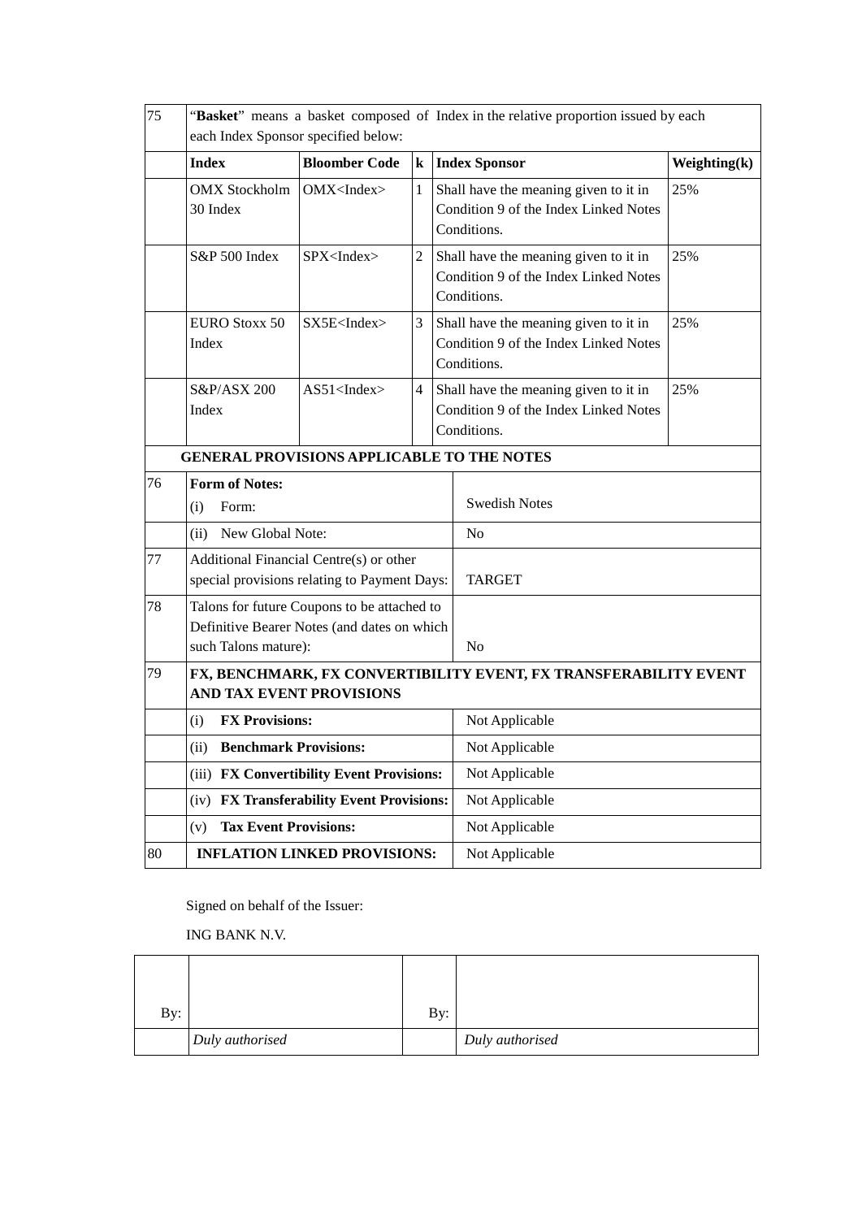| 75 | "**Basket**" means a basket composed of Index in the relative proportion issued by each each Index Sponsor specified below: | | | | |
|---|---|---|---|---|---|
| | **Index** | **Bloomber Code** | **k** | **Index Sponsor** | **Weighting(k)** |
| | OMX Stockholm 30 Index | OMX<Index> | 1 | Shall have the meaning given to it in Condition 9 of the Index Linked Notes Conditions. | 25% |
| | S&P 500 Index | SPX<Index> | 2 | Shall have the meaning given to it in Condition 9 of the Index Linked Notes Conditions. | 25% |
| | EURO Stoxx 50 Index | SX5E<Index> | 3 | Shall have the meaning given to it in Condition 9 of the Index Linked Notes Conditions. | 25% |
| | S&P/ASX 200 Index | AS51<Index> | 4 | Shall have the meaning given to it in Condition 9 of the Index Linked Notes Conditions. | 25% |

**GENERAL PROVISIONS APPLICABLE TO THE NOTES**

| | | |
|---|---|---|
| 76 | **Form of Notes:** (i) Form: | Swedish Notes |
| | (ii) New Global Note: | No |
| 77 | Additional Financial Centre(s) or other special provisions relating to Payment Days: | TARGET |
| 78 | Talons for future Coupons to be attached to Definitive Bearer Notes (and dates on which such Talons mature): | No |
| 79 | **FX, BENCHMARK, FX CONVERTIBILITY EVENT, FX TRANSFERABILITY EVENT AND TAX EVENT PROVISIONS** | |
| | (i) **FX Provisions:** | Not Applicable |
| | (ii) **Benchmark Provisions:** | Not Applicable |
| | (iii) **FX Convertibility Event Provisions:** | Not Applicable |
| | (iv) **FX Transferability Event Provisions:** | Not Applicable |
| | (v) **Tax Event Provisions:** | Not Applicable |
| 80 | **INFLATION LINKED PROVISIONS:** | Not Applicable |

Signed on behalf of the Issuer:

ING BANK N.V.

| | | | |
|---|---|---|---|
| By: | | By: | |
| | *Duly authorised* | | *Duly authorised* |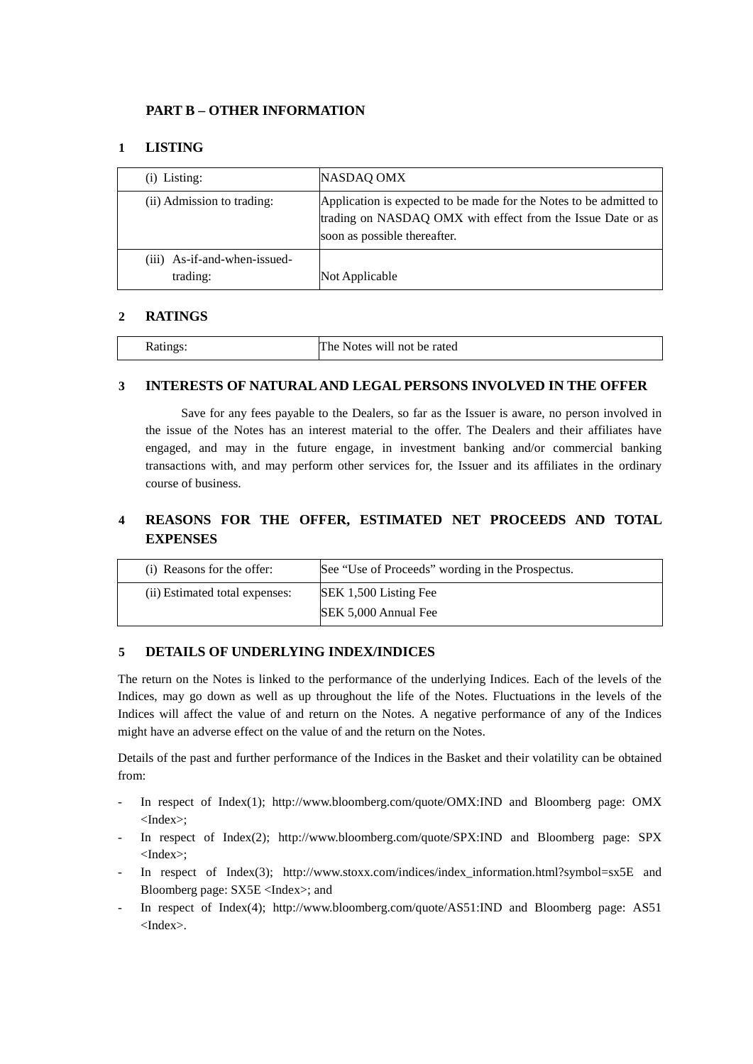## PART B – OTHER INFORMATION

### 1 LISTING

| | |
|---|---|
| (i) Listing: | NASDAQ OMX |
| (ii) Admission to trading: | Application is expected to be made for the Notes to be admitted to trading on NASDAQ OMX with effect from the Issue Date or as soon as possible thereafter. |
| (iii) As-if-and-when-issued-trading: | Not Applicable |

### 2 RATINGS

| | |
|---|---|
| Ratings: | The Notes will not be rated |

### 3 INTERESTS OF NATURAL AND LEGAL PERSONS INVOLVED IN THE OFFER

Save for any fees payable to the Dealers, so far as the Issuer is aware, no person involved in the issue of the Notes has an interest material to the offer. The Dealers and their affiliates have engaged, and may in the future engage, in investment banking and/or commercial banking transactions with, and may perform other services for, the Issuer and its affiliates in the ordinary course of business.

### 4 REASONS FOR THE OFFER, ESTIMATED NET PROCEEDS AND TOTAL EXPENSES

| | |
|---|---|
| (i) Reasons for the offer: | See "Use of Proceeds" wording in the Prospectus. |
| (ii) Estimated total expenses: | SEK 1,500 Listing Fee<br>SEK 5,000 Annual Fee |

### 5 DETAILS OF UNDERLYING INDEX/INDICES

The return on the Notes is linked to the performance of the underlying Indices. Each of the levels of the Indices, may go down as well as up throughout the life of the Notes. Fluctuations in the levels of the Indices will affect the value of and return on the Notes. A negative performance of any of the Indices might have an adverse effect on the value of and the return on the Notes.

Details of the past and further performance of the Indices in the Basket and their volatility can be obtained from:

- In respect of Index(1); http://www.bloomberg.com/quote/OMX:IND and Bloomberg page: OMX <Index>;
- In respect of Index(2); http://www.bloomberg.com/quote/SPX:IND and Bloomberg page: SPX <Index>;
- In respect of Index(3); http://www.stoxx.com/indices/index_information.html?symbol=sx5E and Bloomberg page: SX5E <Index>; and
- In respect of Index(4); http://www.bloomberg.com/quote/AS51:IND and Bloomberg page: AS51 <Index>.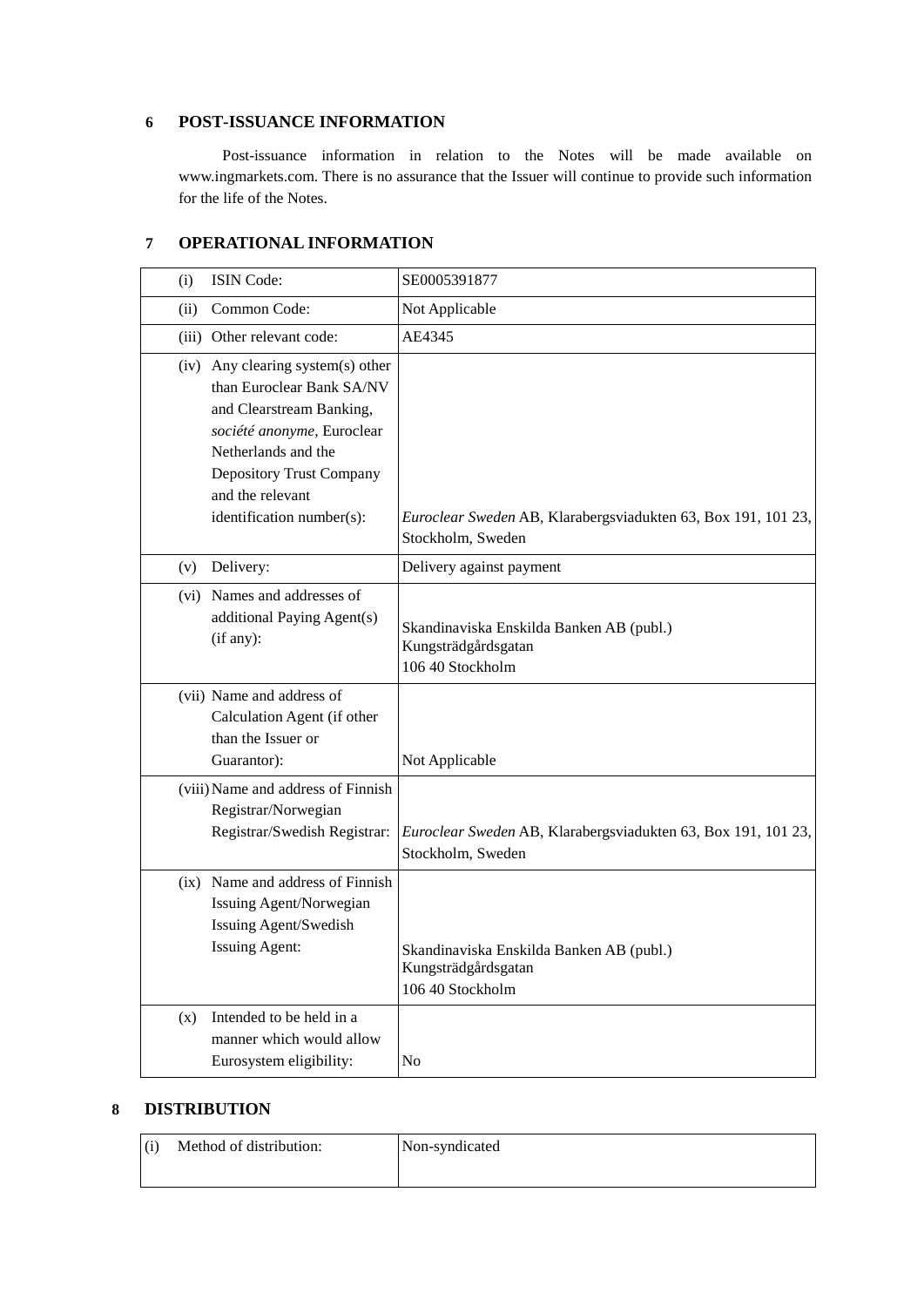## 6 POST-ISSUANCE INFORMATION

Post-issuance information in relation to the Notes will be made available on www.ingmarkets.com. There is no assurance that the Issuer will continue to provide such information for the life of the Notes.

## 7 OPERATIONAL INFORMATION

| | |
|---|---|
| (i) ISIN Code: | SE0005391877 |
| (ii) Common Code: | Not Applicable |
| (iii) Other relevant code: | AE4345 |
| (iv) Any clearing system(s) other than Euroclear Bank SA/NV and Clearstream Banking, *société anonyme*, Euroclear Netherlands and the Depository Trust Company and the relevant identification number(s): | *Euroclear Sweden* AB, Klarabergsviadukten 63, Box 191, 101 23, Stockholm, Sweden |
| (v) Delivery: | Delivery against payment |
| (vi) Names and addresses of additional Paying Agent(s) (if any): | Skandinaviska Enskilda Banken AB (publ.) Kungsträdgårdsgatan 106 40 Stockholm |
| (vii) Name and address of Calculation Agent (if other than the Issuer or Guarantor): | Not Applicable |
| (viii) Name and address of Finnish Registrar/Norwegian Registrar/Swedish Registrar: | *Euroclear Sweden* AB, Klarabergsviadukten 63, Box 191, 101 23, Stockholm, Sweden |
| (ix) Name and address of Finnish Issuing Agent/Norwegian Issuing Agent/Swedish Issuing Agent: | Skandinaviska Enskilda Banken AB (publ.) Kungsträdgårdsgatan 106 40 Stockholm |
| (x) Intended to be held in a manner which would allow Eurosystem eligibility: | No |

## 8 DISTRIBUTION

| | |
|---|---|
| (i) Method of distribution: | Non-syndicated |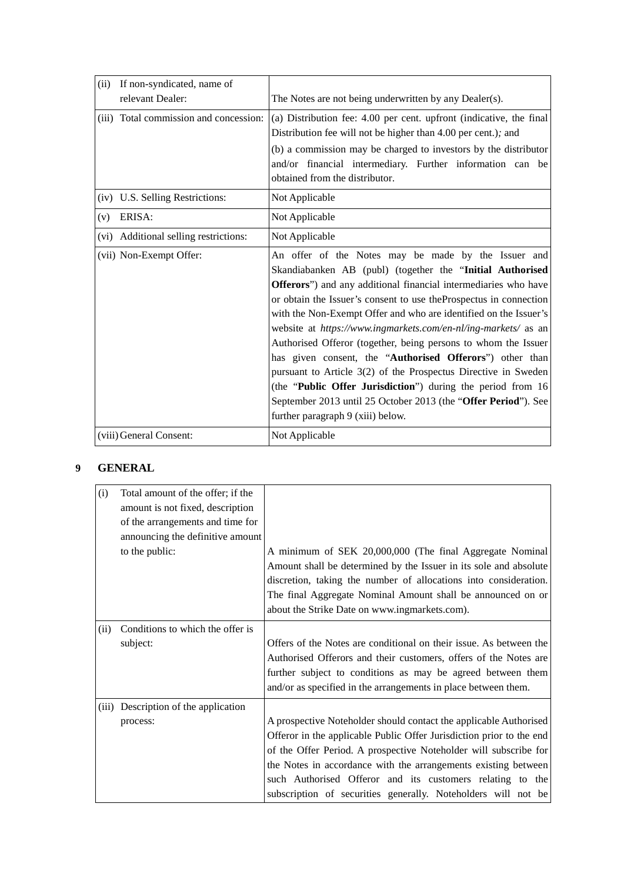| | |
|---|---|
| (ii) If non-syndicated, name of relevant Dealer: | The Notes are not being underwritten by any Dealer(s). |
| (iii) Total commission and concession: | (a) Distribution fee: 4.00 per cent. upfront (indicative, the final Distribution fee will not be higher than 4.00 per cent.)*;* and<br>(b) a commission may be charged to investors by the distributor and/or financial intermediary. Further information can be obtained from the distributor. |
| (iv) U.S. Selling Restrictions: | Not Applicable |
| (v) ERISA: | Not Applicable |
| (vi) Additional selling restrictions: | Not Applicable |
| (vii) Non-Exempt Offer: | An offer of the Notes may be made by the Issuer and Skandiabanken AB (publ) (together the "**Initial Authorised Offerors**") and any additional financial intermediaries who have or obtain the Issuer's consent to use theProspectus in connection with the Non-Exempt Offer and who are identified on the Issuer's website at *https://www.ingmarkets.com/en-nl/ing-markets/* as an Authorised Offeror (together, being persons to whom the Issuer has given consent, the "**Authorised Offerors**") other than pursuant to Article 3(2) of the Prospectus Directive in Sweden (the "**Public Offer Jurisdiction**") during the period from 16 September 2013 until 25 October 2013 (the "**Offer Period**"). See further paragraph 9 (xiii) below. |
| (viii) General Consent: | Not Applicable |

## 9 GENERAL

| | |
|---|---|
| (i) Total amount of the offer; if the amount is not fixed, description of the arrangements and time for announcing the definitive amount to the public: | A minimum of SEK 20,000,000 (The final Aggregate Nominal Amount shall be determined by the Issuer in its sole and absolute discretion, taking the number of allocations into consideration. The final Aggregate Nominal Amount shall be announced on or about the Strike Date on www.ingmarkets.com). |
| (ii) Conditions to which the offer is subject: | Offers of the Notes are conditional on their issue. As between the Authorised Offerors and their customers, offers of the Notes are further subject to conditions as may be agreed between them and/or as specified in the arrangements in place between them. |
| (iii) Description of the application process: | A prospective Noteholder should contact the applicable Authorised Offeror in the applicable Public Offer Jurisdiction prior to the end of the Offer Period. A prospective Noteholder will subscribe for the Notes in accordance with the arrangements existing between such Authorised Offeror and its customers relating to the subscription of securities generally. Noteholders will not be |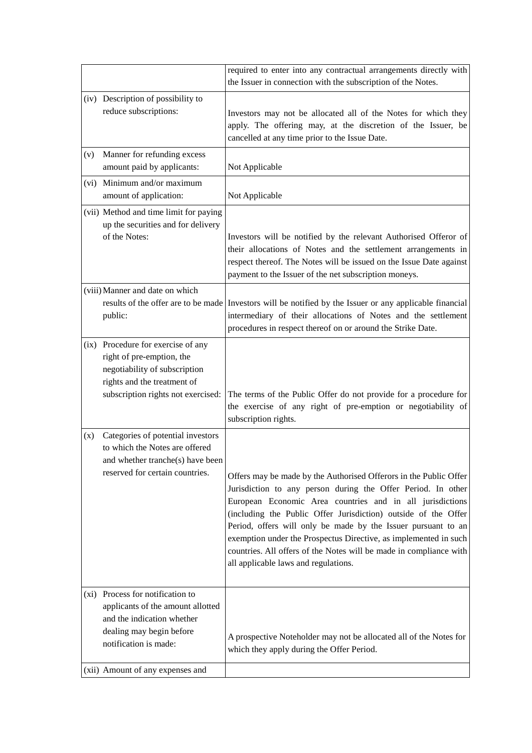| | |
|---|---|
| | required to enter into any contractual arrangements directly with the Issuer in connection with the subscription of the Notes. |
| (iv) Description of possibility to reduce subscriptions: | Investors may not be allocated all of the Notes for which they apply. The offering may, at the discretion of the Issuer, be cancelled at any time prior to the Issue Date. |
| (v) Manner for refunding excess amount paid by applicants: | Not Applicable |
| (vi) Minimum and/or maximum amount of application: | Not Applicable |
| (vii) Method and time limit for paying up the securities and for delivery of the Notes: | Investors will be notified by the relevant Authorised Offeror of their allocations of Notes and the settlement arrangements in respect thereof. The Notes will be issued on the Issue Date against payment to the Issuer of the net subscription moneys. |
| (viii) Manner and date on which results of the offer are to be made public: | Investors will be notified by the Issuer or any applicable financial intermediary of their allocations of Notes and the settlement procedures in respect thereof on or around the Strike Date. |
| (ix) Procedure for exercise of any right of pre-emption, the negotiability of subscription rights and the treatment of subscription rights not exercised: | The terms of the Public Offer do not provide for a procedure for the exercise of any right of pre-emption or negotiability of subscription rights. |
| (x) Categories of potential investors to which the Notes are offered and whether tranche(s) have been reserved for certain countries. | Offers may be made by the Authorised Offerors in the Public Offer Jurisdiction to any person during the Offer Period. In other European Economic Area countries and in all jurisdictions (including the Public Offer Jurisdiction) outside of the Offer Period, offers will only be made by the Issuer pursuant to an exemption under the Prospectus Directive, as implemented in such countries. All offers of the Notes will be made in compliance with all applicable laws and regulations. |
| (xi) Process for notification to applicants of the amount allotted and the indication whether dealing may begin before notification is made: | A prospective Noteholder may not be allocated all of the Notes for which they apply during the Offer Period. |
| (xii) Amount of any expenses and | |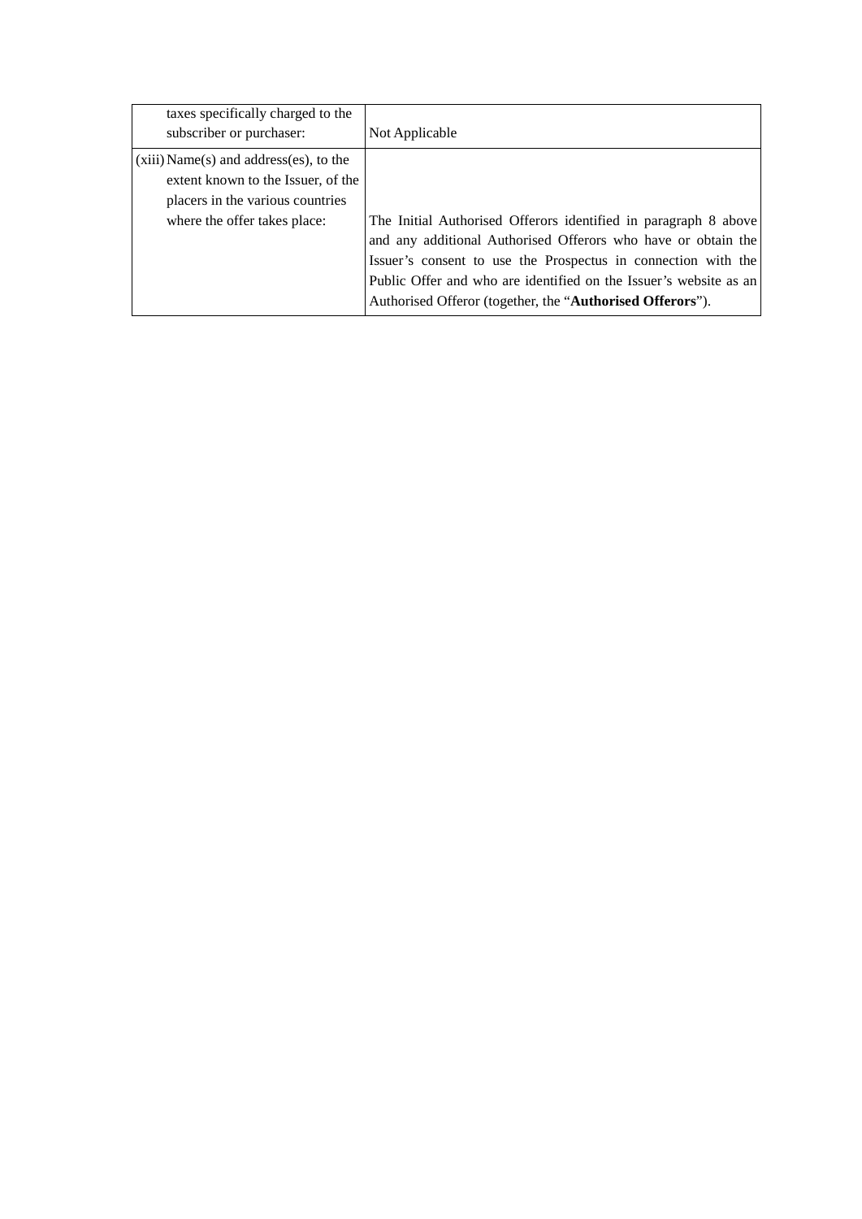| | |
|---|---|
| taxes specifically charged to the subscriber or purchaser: | Not Applicable |
| (xiii) Name(s) and address(es), to the extent known to the Issuer, of the placers in the various countries where the offer takes place: | The Initial Authorised Offerors identified in paragraph 8 above and any additional Authorised Offerors who have or obtain the Issuer's consent to use the Prospectus in connection with the Public Offer and who are identified on the Issuer's website as an Authorised Offeror (together, the "**Authorised Offerors**"). |